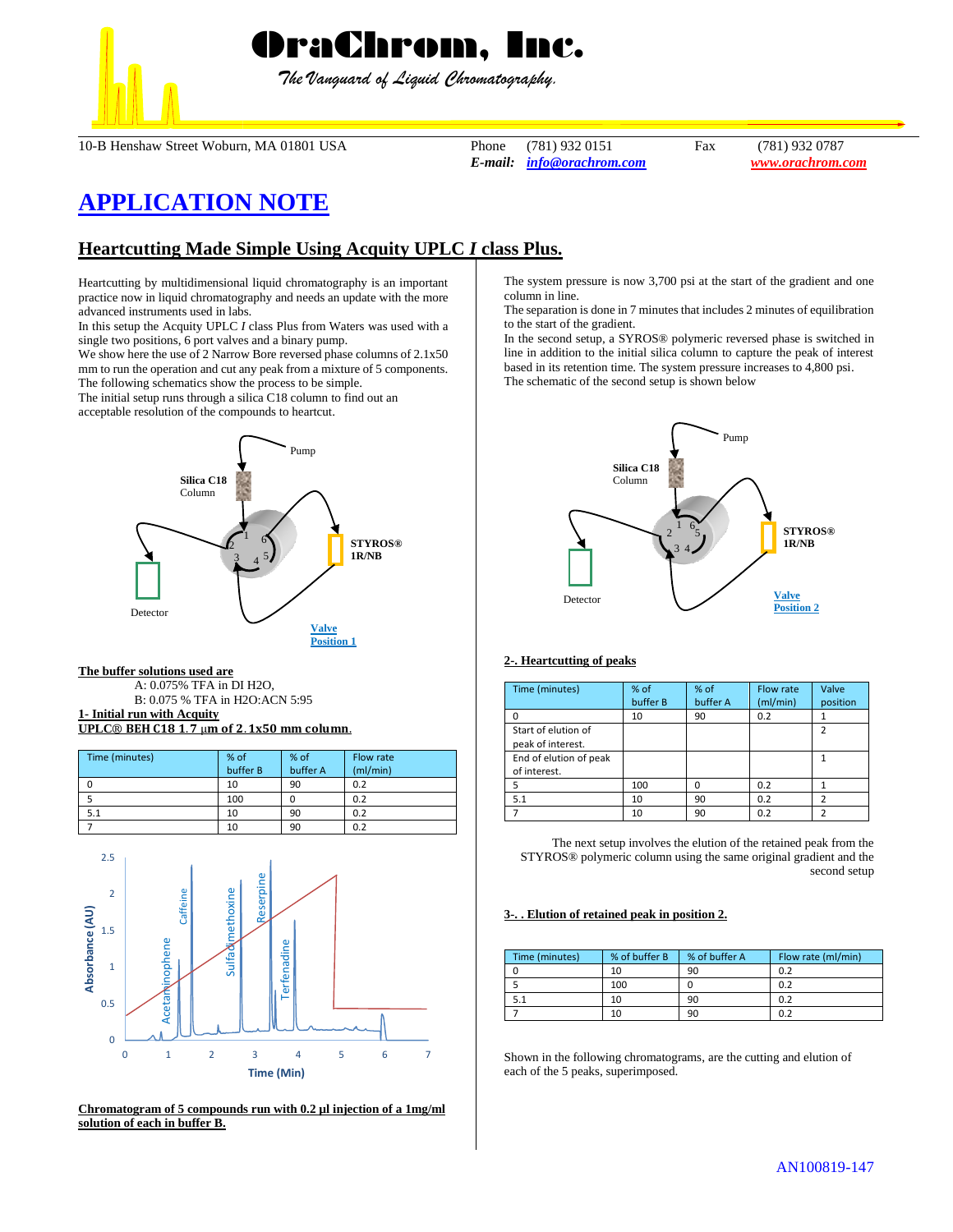# OraChrom, Inc.

*The Vanguard of Liquid Chromatography.*

10-B Henshaw Street Woburn, MA 01801 USA Phone (781) 932 0151 Fax (781) 932 0787
*E-mail:* info@orachrom.com www.orachrom.com

## APPLICATION NOTE

### Heartcutting Made Simple Using Acquity UPLC *I* class Plus.

Heartcutting by multidimensional liquid chromatography is an important practice now in liquid chromatography and needs an update with the more advanced instruments used in labs.
In this setup the Acquity UPLC *I* class Plus from Waters was used with a single two positions, 6 port valves and a binary pump.
We show here the use of 2 Narrow Bore reversed phase columns of 2.1x50 mm to run the operation and cut any peak from a mixture of 5 components.
The following schematics show the process to be simple.
The initial setup runs through a silica C18 column to find out an acceptable resolution of the compounds to heartcut.

Pump
Silica C18 Column
STYROS® 1R/NB
Detector
Valve Position 1

**The buffer solutions used are**
A: 0.075% TFA in DI H2O,
B: 0.075 % TFA in H2O:ACN 5:95

**1- Initial run with Acquity UPLC® BEH C18 1.7 µm of 2.1x50 mm column.**

| Time (minutes) | % of buffer B | % of buffer A | Flow rate (ml/min) |
|---|---|---|---|
| 0 | 10 | 90 | 0.2 |
| 5 | 100 | 0 | 0.2 |
| 5.1 | 10 | 90 | 0.2 |
| 7 | 10 | 90 | 0.2 |

Absorbance (AU) vs Time (Min): Acetaminophene, Caffeine, Sulfadimethoxine, Reserpine, Terfenadine

**Chromatogram of 5 compounds run with 0.2 µl injection of a 1mg/ml solution of each in buffer B.**

The system pressure is now 3,700 psi at the start of the gradient and one column in line.
The separation is done in 7 minutes that includes 2 minutes of equilibration to the start of the gradient.
In the second setup, a SYROS® polymeric reversed phase is switched in line in addition to the initial silica column to capture the peak of interest based in its retention time. The system pressure increases to 4,800 psi.
The schematic of the second setup is shown below

Pump
Silica C18 Column
STYROS® 1R/NB
Detector
Valve Position 2

**2-. Heartcutting of peaks**

| Time (minutes) | % of buffer B | % of buffer A | Flow rate (ml/min) | Valve position |
|---|---|---|---|---|
| 0 | 10 | 90 | 0.2 | 1 |
| Start of elution of peak of interest. | | | | 2 |
| End of elution of peak of interest. | | | | 1 |
| 5 | 100 | 0 | 0.2 | 1 |
| 5.1 | 10 | 90 | 0.2 | 2 |
| 7 | 10 | 90 | 0.2 | 2 |

The next setup involves the elution of the retained peak from the STYROS® polymeric column using the same original gradient and the second setup

**3-. . Elution of retained peak in position 2.**

| Time (minutes) | % of buffer B | % of buffer A | Flow rate (ml/min) |
|---|---|---|---|
| 0 | 10 | 90 | 0.2 |
| 5 | 100 | 0 | 0.2 |
| 5.1 | 10 | 90 | 0.2 |
| 7 | 10 | 90 | 0.2 |

Shown in the following chromatograms, are the cutting and elution of each of the 5 peaks, superimposed.

AN100819-147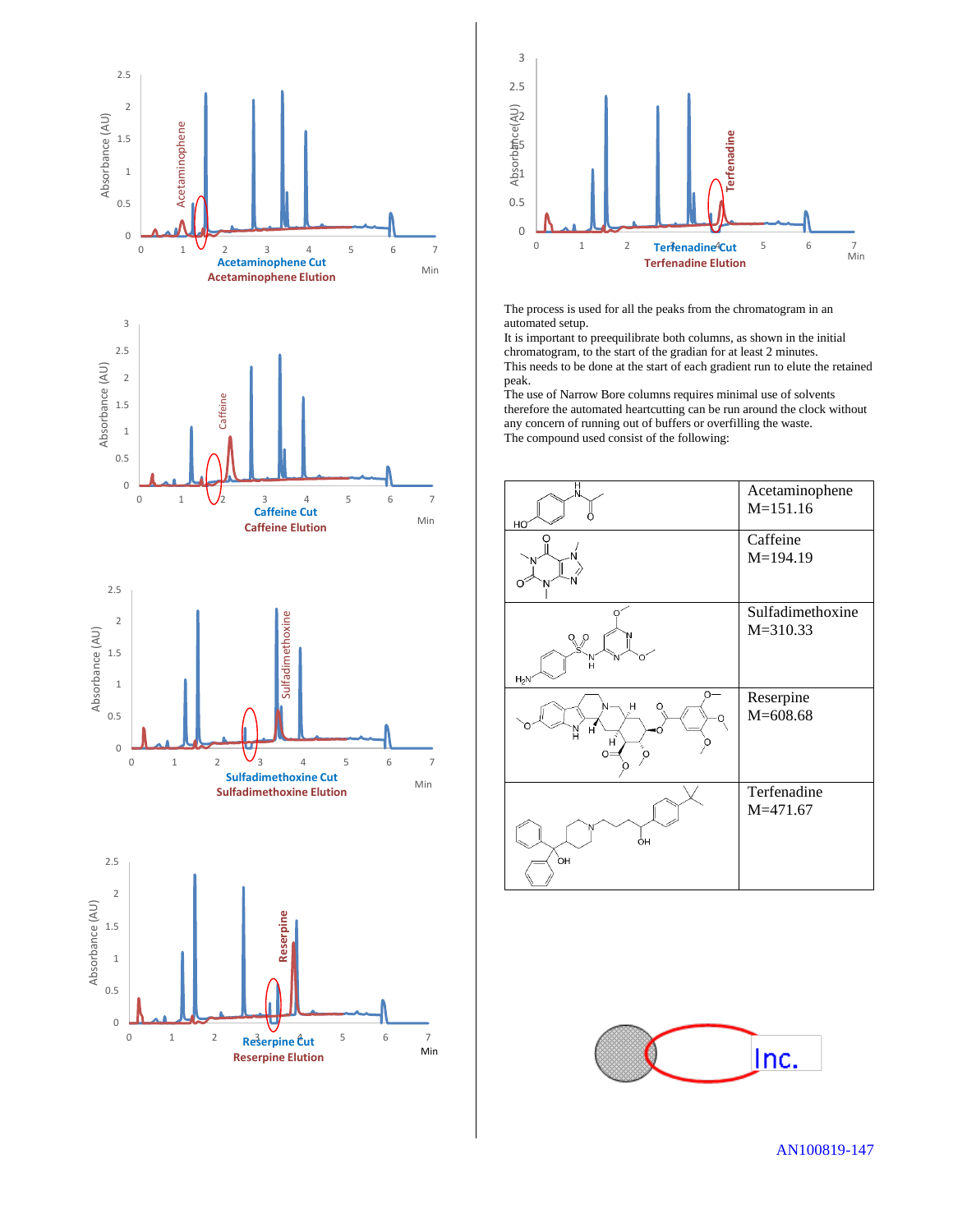Absorbance (AU)
2.5
2
1.5
1
0.5
0
0 1 2 3 4 5 6 7
Acetaminophene
Acetaminophene Cut
Acetaminophene Elution
Min

Absorbance (AU)
3
2.5
2
1.5
1
0.5
0
0 1 2 3 4 5 6 7
Caffeine
Caffeine Cut
Caffeine Elution
Min

Absorbance (AU)
2.5
2
1.5
1
0.5
0
0 1 2 3 4 5 6 7
Sulfadimethoxine
Sulfadimethoxine Cut
Sulfadimethoxine Elution
Min

Absorbance (AU)
2.5
2
1.5
1
0.5
0
0 1 2 3 4 5 6 7
Reserpine
Reserpine Cut
Reserpine Elution
Min

Absorbance (AU)
3
2.5
2
1.5
1
0.5
0
0 1 2 3 4 5 6 7
Terfenadine
Terfenadine Cut
Terfenadine Elution
Min

The process is used for all the peaks from the chromatogram in an automated setup.
It is important to preequilibrate both columns, as shown in the initial chromatogram, to the start of the gradian for at least 2 minutes.
This needs to be done at the start of each gradient run to elute the retained peak.
The use of Narrow Bore columns requires minimal use of solvents therefore the automated heartcutting can be run around the clock without any concern of running out of buffers or overfilling the waste.
The compound used consist of the following:

| | |
|---|---|
| | Acetaminophene M=151.16 |
| | Caffeine M=194.19 |
| | Sulfadimethoxine M=310.33 |
| | Reserpine M=608.68 |
| | Terfenadine M=471.67 |

Inc.

AN100819-147